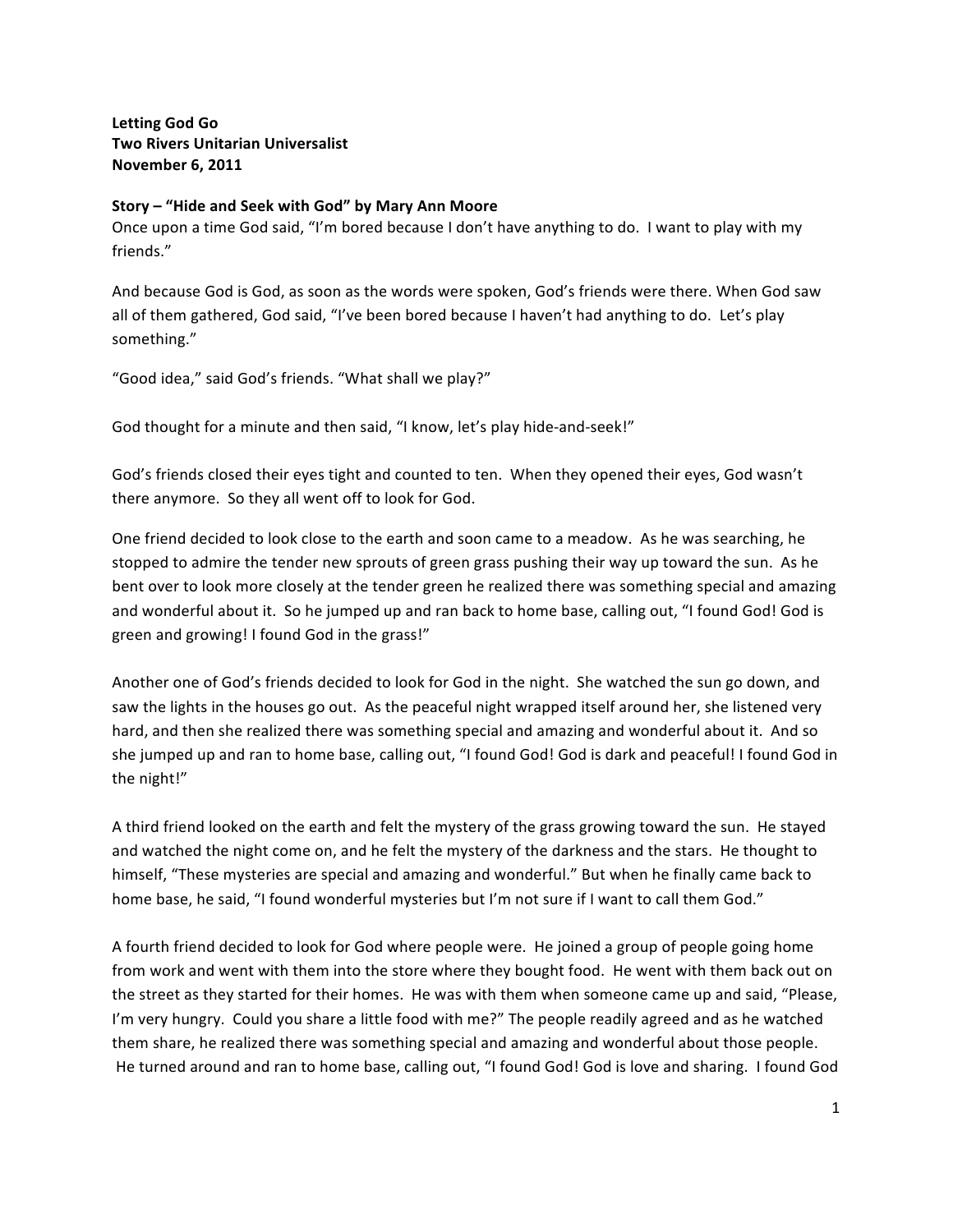**Letting God Go**
**Two Rivers Unitarian Universalist**
**November 6, 2011**

**Story – "Hide and Seek with God" by Mary Ann Moore**

Once upon a time God said, "I'm bored because I don't have anything to do. I want to play with my friends."

And because God is God, as soon as the words were spoken, God's friends were there. When God saw all of them gathered, God said, "I've been bored because I haven't had anything to do. Let's play something."

"Good idea," said God's friends. "What shall we play?"

God thought for a minute and then said, "I know, let's play hide-and-seek!"

God's friends closed their eyes tight and counted to ten. When they opened their eyes, God wasn't there anymore. So they all went off to look for God.

One friend decided to look close to the earth and soon came to a meadow. As he was searching, he stopped to admire the tender new sprouts of green grass pushing their way up toward the sun. As he bent over to look more closely at the tender green he realized there was something special and amazing and wonderful about it. So he jumped up and ran back to home base, calling out, "I found God! God is green and growing! I found God in the grass!"

Another one of God's friends decided to look for God in the night. She watched the sun go down, and saw the lights in the houses go out. As the peaceful night wrapped itself around her, she listened very hard, and then she realized there was something special and amazing and wonderful about it. And so she jumped up and ran to home base, calling out, "I found God! God is dark and peaceful! I found God in the night!"

A third friend looked on the earth and felt the mystery of the grass growing toward the sun. He stayed and watched the night come on, and he felt the mystery of the darkness and the stars. He thought to himself, "These mysteries are special and amazing and wonderful." But when he finally came back to home base, he said, "I found wonderful mysteries but I'm not sure if I want to call them God."

A fourth friend decided to look for God where people were. He joined a group of people going home from work and went with them into the store where they bought food. He went with them back out on the street as they started for their homes. He was with them when someone came up and said, "Please, I'm very hungry. Could you share a little food with me?" The people readily agreed and as he watched them share, he realized there was something special and amazing and wonderful about those people. He turned around and ran to home base, calling out, "I found God! God is love and sharing. I found God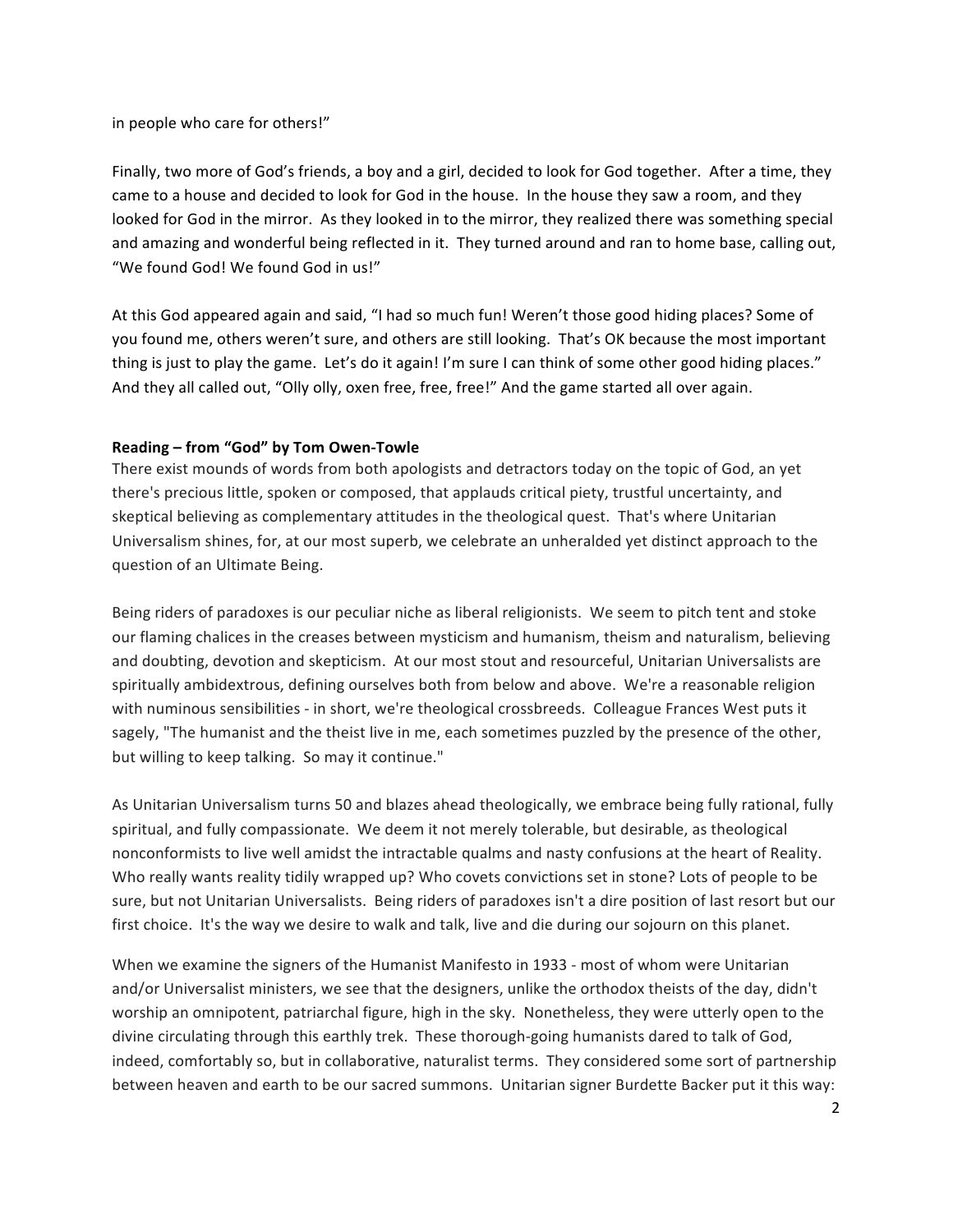in people who care for others!"

Finally, two more of God's friends, a boy and a girl, decided to look for God together. After a time, they came to a house and decided to look for God in the house. In the house they saw a room, and they looked for God in the mirror. As they looked in to the mirror, they realized there was something special and amazing and wonderful being reflected in it. They turned around and ran to home base, calling out, "We found God! We found God in us!"

At this God appeared again and said, "I had so much fun! Weren't those good hiding places? Some of you found me, others weren't sure, and others are still looking. That's OK because the most important thing is just to play the game. Let's do it again! I'm sure I can think of some other good hiding places." And they all called out, "Olly olly, oxen free, free, free!" And the game started all over again.

**Reading – from "God" by Tom Owen-Towle**

There exist mounds of words from both apologists and detractors today on the topic of God, an yet there's precious little, spoken or composed, that applauds critical piety, trustful uncertainty, and skeptical believing as complementary attitudes in the theological quest. That's where Unitarian Universalism shines, for, at our most superb, we celebrate an unheralded yet distinct approach to the question of an Ultimate Being.

Being riders of paradoxes is our peculiar niche as liberal religionists. We seem to pitch tent and stoke our flaming chalices in the creases between mysticism and humanism, theism and naturalism, believing and doubting, devotion and skepticism. At our most stout and resourceful, Unitarian Universalists are spiritually ambidextrous, defining ourselves both from below and above. We're a reasonable religion with numinous sensibilities - in short, we're theological crossbreeds. Colleague Frances West puts it sagely, "The humanist and the theist live in me, each sometimes puzzled by the presence of the other, but willing to keep talking. So may it continue."

As Unitarian Universalism turns 50 and blazes ahead theologically, we embrace being fully rational, fully spiritual, and fully compassionate. We deem it not merely tolerable, but desirable, as theological nonconformists to live well amidst the intractable qualms and nasty confusions at the heart of Reality. Who really wants reality tidily wrapped up? Who covets convictions set in stone? Lots of people to be sure, but not Unitarian Universalists. Being riders of paradoxes isn't a dire position of last resort but our first choice. It's the way we desire to walk and talk, live and die during our sojourn on this planet.

When we examine the signers of the Humanist Manifesto in 1933 - most of whom were Unitarian and/or Universalist ministers, we see that the designers, unlike the orthodox theists of the day, didn't worship an omnipotent, patriarchal figure, high in the sky. Nonetheless, they were utterly open to the divine circulating through this earthly trek. These thorough-going humanists dared to talk of God, indeed, comfortably so, but in collaborative, naturalist terms. They considered some sort of partnership between heaven and earth to be our sacred summons. Unitarian signer Burdette Backer put it this way: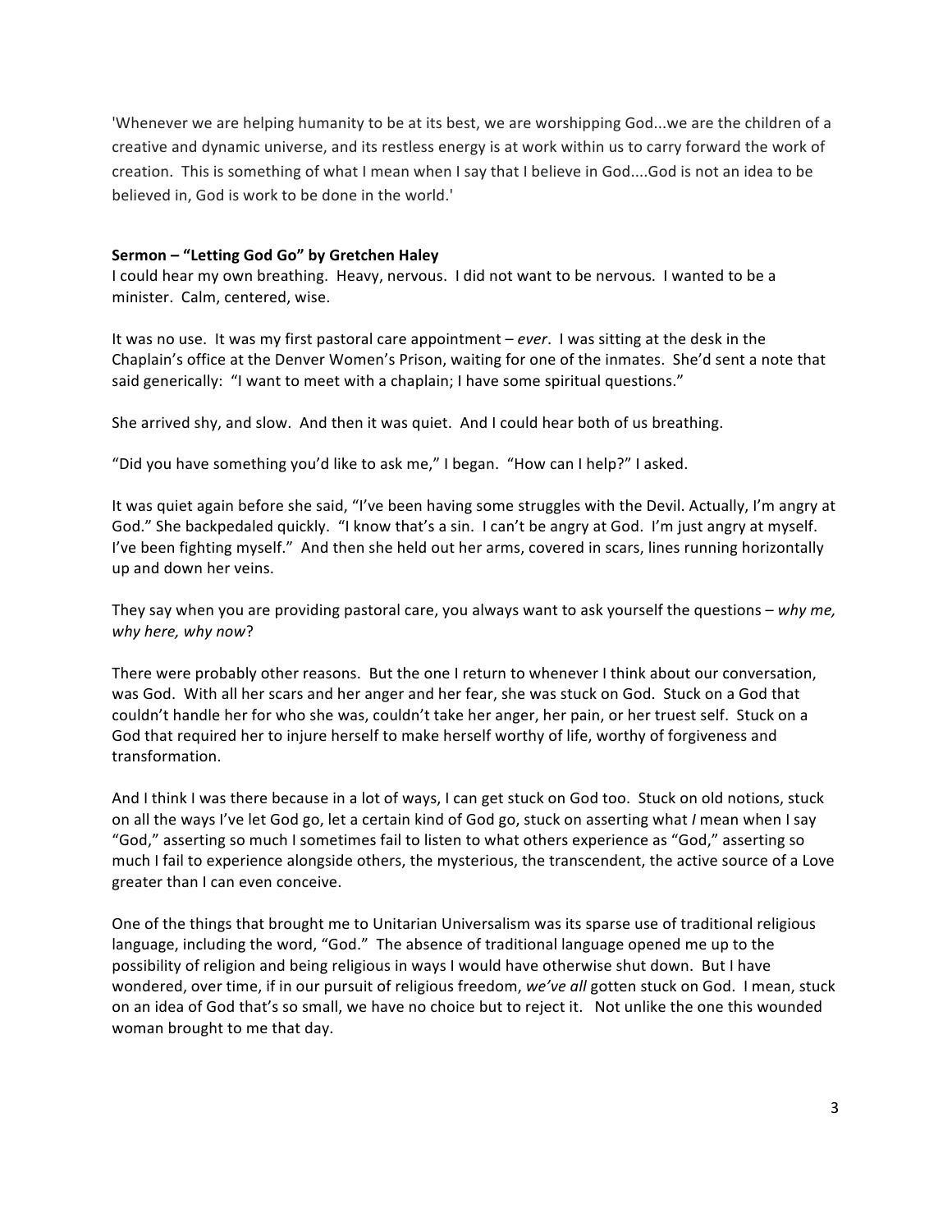'Whenever we are helping humanity to be at its best, we are worshipping God...we are the children of a creative and dynamic universe, and its restless energy is at work within us to carry forward the work of creation. This is something of what I mean when I say that I believe in God....God is not an idea to be believed in, God is work to be done in the world.'

**Sermon – "Letting God Go" by Gretchen Haley**

I could hear my own breathing. Heavy, nervous. I did not want to be nervous. I wanted to be a minister. Calm, centered, wise.

It was no use. It was my first pastoral care appointment – *ever*. I was sitting at the desk in the Chaplain's office at the Denver Women's Prison, waiting for one of the inmates. She'd sent a note that said generically: "I want to meet with a chaplain; I have some spiritual questions."

She arrived shy, and slow. And then it was quiet. And I could hear both of us breathing.

"Did you have something you'd like to ask me," I began. "How can I help?" I asked.

It was quiet again before she said, "I've been having some struggles with the Devil. Actually, I'm angry at God." She backpedaled quickly. "I know that's a sin. I can't be angry at God. I'm just angry at myself. I've been fighting myself." And then she held out her arms, covered in scars, lines running horizontally up and down her veins.

They say when you are providing pastoral care, you always want to ask yourself the questions – *why me, why here, why now*?

There were probably other reasons. But the one I return to whenever I think about our conversation, was God. With all her scars and her anger and her fear, she was stuck on God. Stuck on a God that couldn't handle her for who she was, couldn't take her anger, her pain, or her truest self. Stuck on a God that required her to injure herself to make herself worthy of life, worthy of forgiveness and transformation.

And I think I was there because in a lot of ways, I can get stuck on God too. Stuck on old notions, stuck on all the ways I've let God go, let a certain kind of God go, stuck on asserting what *I* mean when I say "God," asserting so much I sometimes fail to listen to what others experience as "God," asserting so much I fail to experience alongside others, the mysterious, the transcendent, the active source of a Love greater than I can even conceive.

One of the things that brought me to Unitarian Universalism was its sparse use of traditional religious language, including the word, "God." The absence of traditional language opened me up to the possibility of religion and being religious in ways I would have otherwise shut down. But I have wondered, over time, if in our pursuit of religious freedom, *we've all* gotten stuck on God. I mean, stuck on an idea of God that's so small, we have no choice but to reject it. Not unlike the one this wounded woman brought to me that day.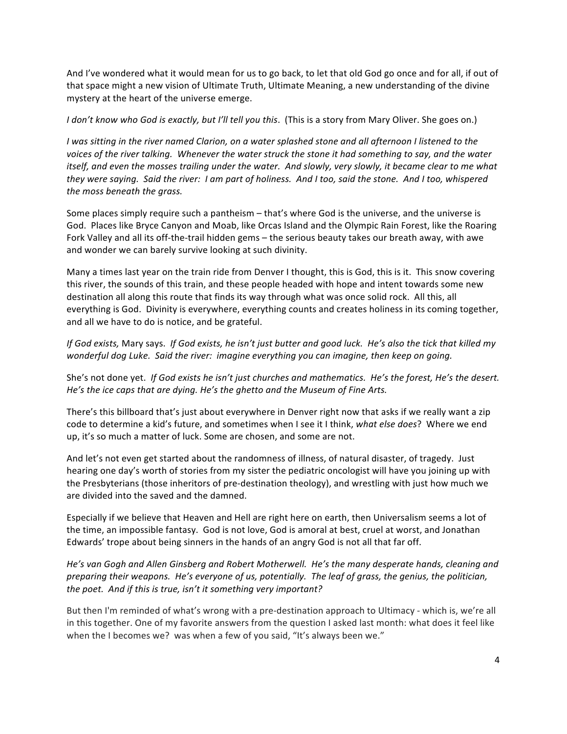And I've wondered what it would mean for us to go back, to let that old God go once and for all, if out of that space might a new vision of Ultimate Truth, Ultimate Meaning, a new understanding of the divine mystery at the heart of the universe emerge.

*I don't know who God is exactly, but I'll tell you this*. (This is a story from Mary Oliver. She goes on.)

*I was sitting in the river named Clarion, on a water splashed stone and all afternoon I listened to the voices of the river talking. Whenever the water struck the stone it had something to say, and the water itself, and even the mosses trailing under the water. And slowly, very slowly, it became clear to me what they were saying. Said the river: I am part of holiness. And I too, said the stone. And I too, whispered the moss beneath the grass.*

Some places simply require such a pantheism – that's where God is the universe, and the universe is God. Places like Bryce Canyon and Moab, like Orcas Island and the Olympic Rain Forest, like the Roaring Fork Valley and all its off-the-trail hidden gems – the serious beauty takes our breath away, with awe and wonder we can barely survive looking at such divinity.

Many a times last year on the train ride from Denver I thought, this is God, this is it. This snow covering this river, the sounds of this train, and these people headed with hope and intent towards some new destination all along this route that finds its way through what was once solid rock. All this, all everything is God. Divinity is everywhere, everything counts and creates holiness in its coming together, and all we have to do is notice, and be grateful.

*If God exists,* Mary says. *If God exists, he isn't just butter and good luck. He's also the tick that killed my wonderful dog Luke. Said the river: imagine everything you can imagine, then keep on going.*

She's not done yet. *If God exists he isn't just churches and mathematics. He's the forest, He's the desert. He's the ice caps that are dying. He's the ghetto and the Museum of Fine Arts.*

There's this billboard that's just about everywhere in Denver right now that asks if we really want a zip code to determine a kid's future, and sometimes when I see it I think, *what else does*? Where we end up, it's so much a matter of luck. Some are chosen, and some are not.

And let's not even get started about the randomness of illness, of natural disaster, of tragedy. Just hearing one day's worth of stories from my sister the pediatric oncologist will have you joining up with the Presbyterians (those inheritors of pre-destination theology), and wrestling with just how much we are divided into the saved and the damned.

Especially if we believe that Heaven and Hell are right here on earth, then Universalism seems a lot of the time, an impossible fantasy. God is not love, God is amoral at best, cruel at worst, and Jonathan Edwards' trope about being sinners in the hands of an angry God is not all that far off.

*He's van Gogh and Allen Ginsberg and Robert Motherwell. He's the many desperate hands, cleaning and preparing their weapons. He's everyone of us, potentially. The leaf of grass, the genius, the politician, the poet. And if this is true, isn't it something very important?*

But then I'm reminded of what's wrong with a pre-destination approach to Ultimacy - which is, we're all in this together. One of my favorite answers from the question I asked last month: what does it feel like when the I becomes we? was when a few of you said, "It's always been we."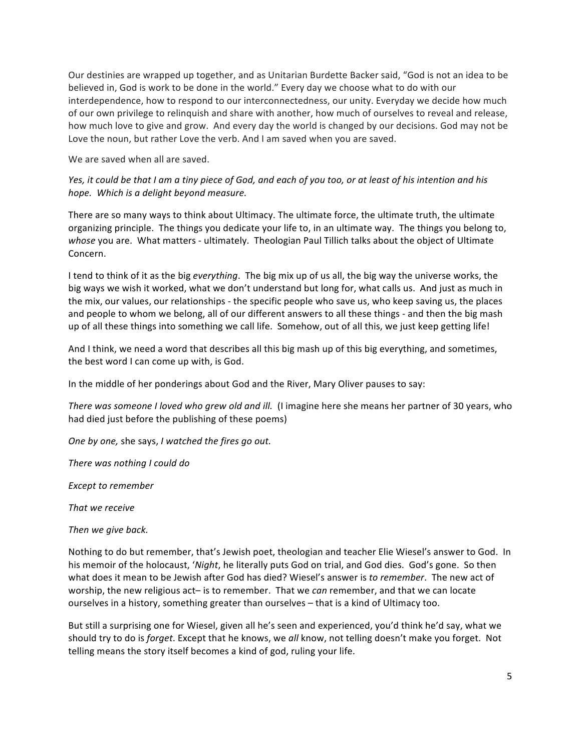Our destinies are wrapped up together, and as Unitarian Burdette Backer said, "God is not an idea to be believed in, God is work to be done in the world." Every day we choose what to do with our interdependence, how to respond to our interconnectedness, our unity. Everyday we decide how much of our own privilege to relinquish and share with another, how much of ourselves to reveal and release, how much love to give and grow. And every day the world is changed by our decisions. God may not be Love the noun, but rather Love the verb. And I am saved when you are saved.

We are saved when all are saved.

*Yes, it could be that I am a tiny piece of God, and each of you too, or at least of his intention and his hope. Which is a delight beyond measure.*

There are so many ways to think about Ultimacy. The ultimate force, the ultimate truth, the ultimate organizing principle. The things you dedicate your life to, in an ultimate way. The things you belong to, *whose* you are. What matters - ultimately. Theologian Paul Tillich talks about the object of Ultimate Concern.

I tend to think of it as the big *everything*. The big mix up of us all, the big way the universe works, the big ways we wish it worked, what we don't understand but long for, what calls us. And just as much in the mix, our values, our relationships - the specific people who save us, who keep saving us, the places and people to whom we belong, all of our different answers to all these things - and then the big mash up of all these things into something we call life. Somehow, out of all this, we just keep getting life!

And I think, we need a word that describes all this big mash up of this big everything, and sometimes, the best word I can come up with, is God.

In the middle of her ponderings about God and the River, Mary Oliver pauses to say:

*There was someone I loved who grew old and ill.* (I imagine here she means her partner of 30 years, who had died just before the publishing of these poems)

*One by one,* she says, *I watched the fires go out.*

*There was nothing I could do*

*Except to remember*

*That we receive*

*Then we give back.*

Nothing to do but remember, that's Jewish poet, theologian and teacher Elie Wiesel's answer to God. In his memoir of the holocaust, '*Night*, he literally puts God on trial, and God dies. God's gone. So then what does it mean to be Jewish after God has died? Wiesel's answer is *to remember*. The new act of worship, the new religious act– is to remember. That we *can* remember, and that we can locate ourselves in a history, something greater than ourselves – that is a kind of Ultimacy too.

But still a surprising one for Wiesel, given all he's seen and experienced, you'd think he'd say, what we should try to do is *forget*. Except that he knows, we *all* know, not telling doesn't make you forget. Not telling means the story itself becomes a kind of god, ruling your life.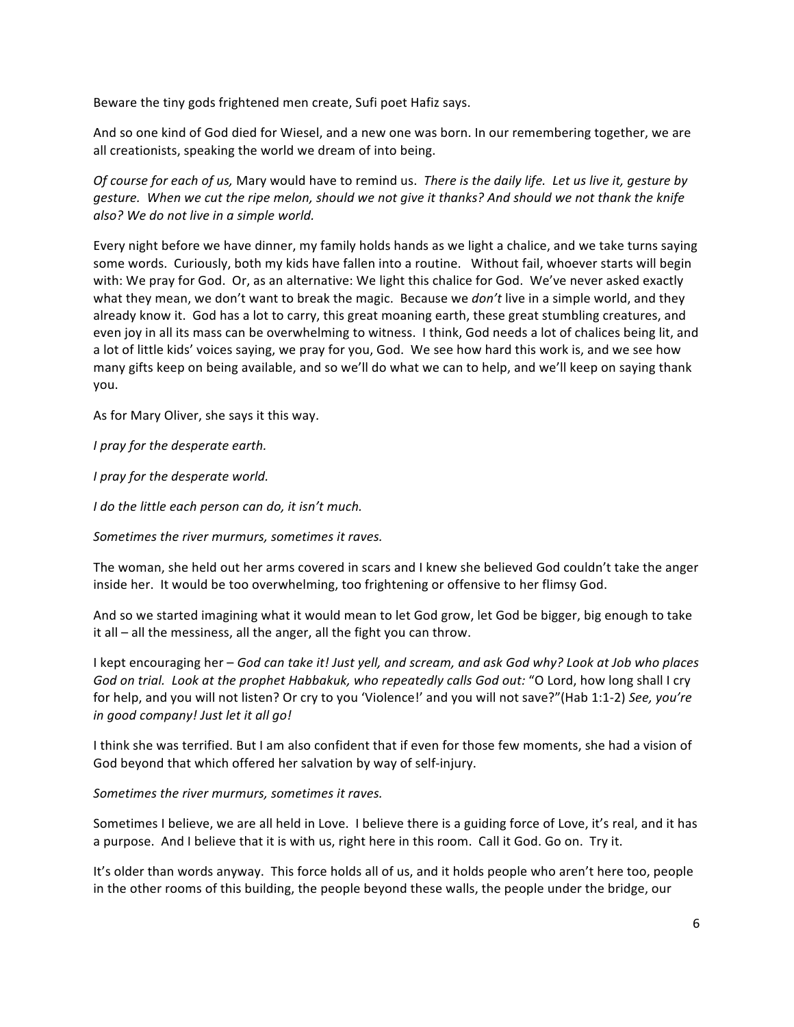Beware the tiny gods frightened men create, Sufi poet Hafiz says.

And so one kind of God died for Wiesel, and a new one was born. In our remembering together, we are all creationists, speaking the world we dream of into being.

*Of course for each of us,* Mary would have to remind us. *There is the daily life. Let us live it, gesture by gesture. When we cut the ripe melon, should we not give it thanks? And should we not thank the knife also? We do not live in a simple world.*

Every night before we have dinner, my family holds hands as we light a chalice, and we take turns saying some words. Curiously, both my kids have fallen into a routine. Without fail, whoever starts will begin with: We pray for God. Or, as an alternative: We light this chalice for God. We've never asked exactly what they mean, we don't want to break the magic. Because we *don't* live in a simple world, and they already know it. God has a lot to carry, this great moaning earth, these great stumbling creatures, and even joy in all its mass can be overwhelming to witness. I think, God needs a lot of chalices being lit, and a lot of little kids' voices saying, we pray for you, God. We see how hard this work is, and we see how many gifts keep on being available, and so we'll do what we can to help, and we'll keep on saying thank you.

As for Mary Oliver, she says it this way.

*I pray for the desperate earth.*

*I pray for the desperate world.*

*I do the little each person can do, it isn't much.*

*Sometimes the river murmurs, sometimes it raves.*

The woman, she held out her arms covered in scars and I knew she believed God couldn't take the anger inside her. It would be too overwhelming, too frightening or offensive to her flimsy God.

And so we started imagining what it would mean to let God grow, let God be bigger, big enough to take it all – all the messiness, all the anger, all the fight you can throw.

I kept encouraging her – *God can take it! Just yell, and scream, and ask God why? Look at Job who places God on trial. Look at the prophet Habbakuk, who repeatedly calls God out:* "O Lord, how long shall I cry for help, and you will not listen? Or cry to you 'Violence!' and you will not save?"(Hab 1:1-2) *See, you're in good company! Just let it all go!*

I think she was terrified. But I am also confident that if even for those few moments, she had a vision of God beyond that which offered her salvation by way of self-injury.

*Sometimes the river murmurs, sometimes it raves.*

Sometimes I believe, we are all held in Love. I believe there is a guiding force of Love, it's real, and it has a purpose. And I believe that it is with us, right here in this room. Call it God. Go on. Try it.

It's older than words anyway. This force holds all of us, and it holds people who aren't here too, people in the other rooms of this building, the people beyond these walls, the people under the bridge, our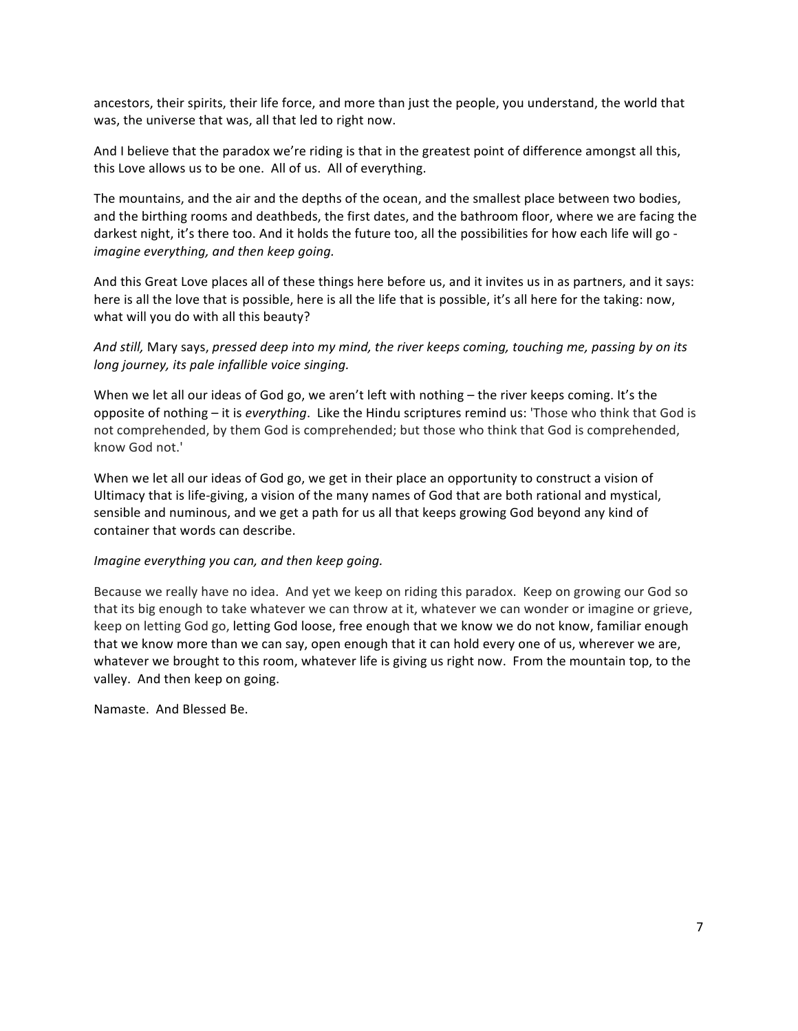ancestors, their spirits, their life force, and more than just the people, you understand, the world that was, the universe that was, all that led to right now.

And I believe that the paradox we're riding is that in the greatest point of difference amongst all this, this Love allows us to be one. All of us. All of everything.

The mountains, and the air and the depths of the ocean, and the smallest place between two bodies, and the birthing rooms and deathbeds, the first dates, and the bathroom floor, where we are facing the darkest night, it's there too. And it holds the future too, all the possibilities for how each life will go - *imagine everything, and then keep going.*

And this Great Love places all of these things here before us, and it invites us in as partners, and it says: here is all the love that is possible, here is all the life that is possible, it's all here for the taking: now, what will you do with all this beauty?

*And still,* Mary says, *pressed deep into my mind, the river keeps coming, touching me, passing by on its long journey, its pale infallible voice singing.*

When we let all our ideas of God go, we aren't left with nothing – the river keeps coming. It's the opposite of nothing – it is *everything*. Like the Hindu scriptures remind us: 'Those who think that God is not comprehended, by them God is comprehended; but those who think that God is comprehended, know God not.'

When we let all our ideas of God go, we get in their place an opportunity to construct a vision of Ultimacy that is life-giving, a vision of the many names of God that are both rational and mystical, sensible and numinous, and we get a path for us all that keeps growing God beyond any kind of container that words can describe.

*Imagine everything you can, and then keep going.*

Because we really have no idea. And yet we keep on riding this paradox. Keep on growing our God so that its big enough to take whatever we can throw at it, whatever we can wonder or imagine or grieve, keep on letting God go, letting God loose, free enough that we know we do not know, familiar enough that we know more than we can say, open enough that it can hold every one of us, wherever we are, whatever we brought to this room, whatever life is giving us right now. From the mountain top, to the valley. And then keep on going.

Namaste. And Blessed Be.